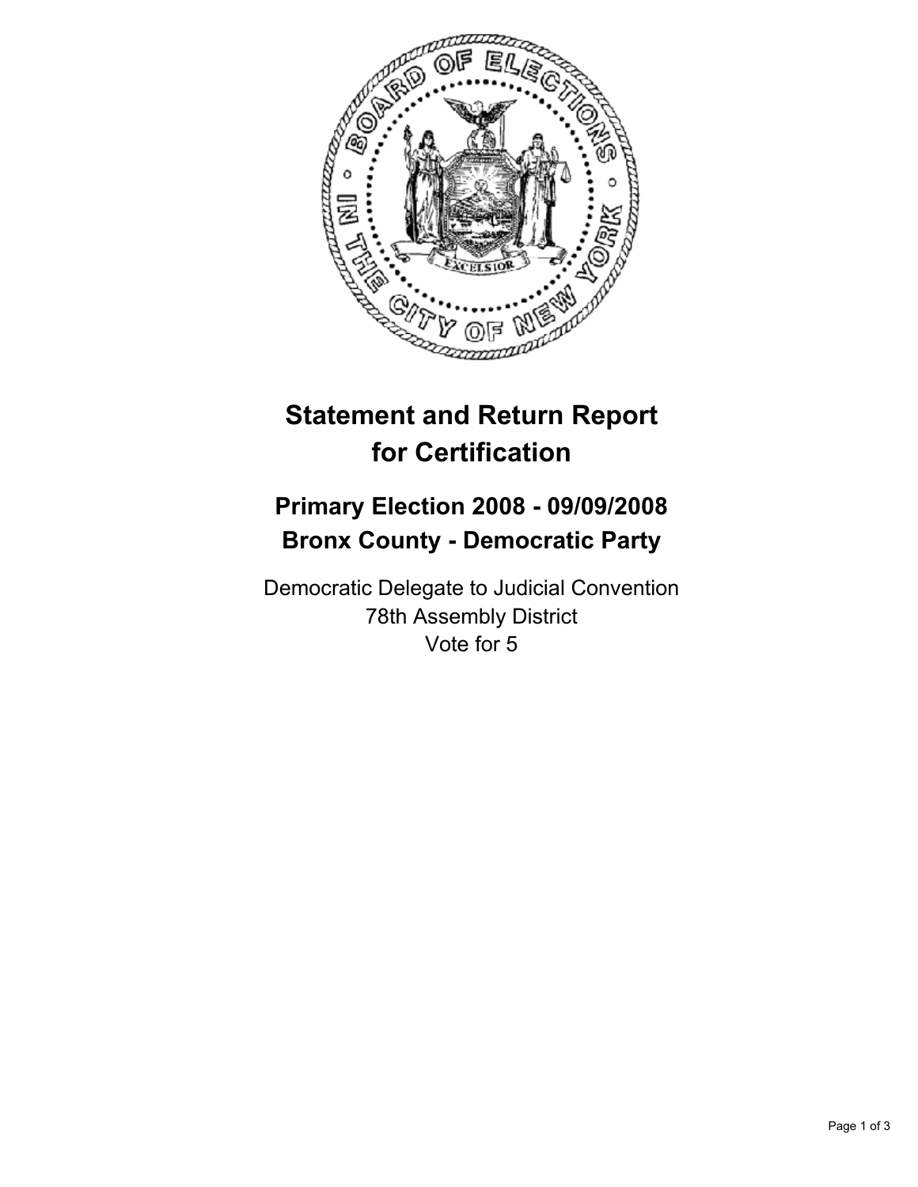# Statement and Return Report for Certification

## Primary Election 2008 - 09/09/2008
## Bronx County - Democratic Party

Democratic Delegate to Judicial Convention
78th Assembly District
Vote for 5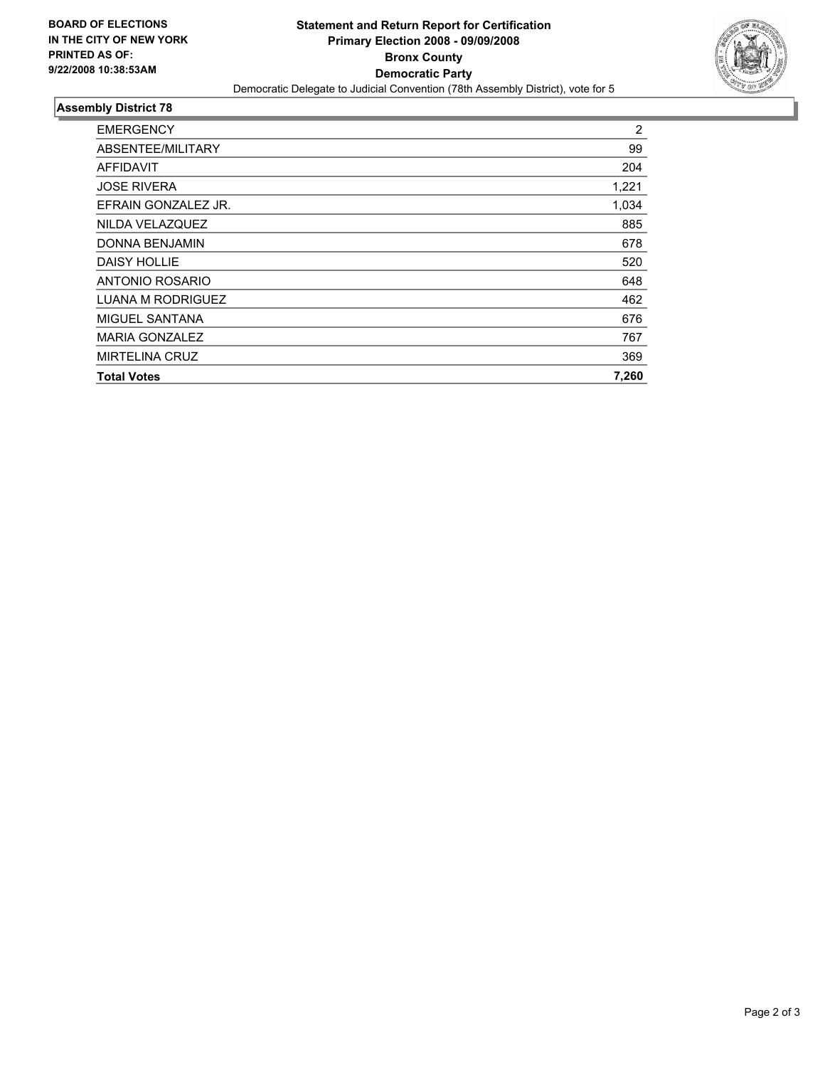**BOARD OF ELECTIONS IN THE CITY OF NEW YORK PRINTED AS OF: 9/22/2008 10:38:53AM**

**Statement and Return Report for Certification**
**Primary Election 2008 - 09/09/2008**
**Bronx County**
**Democratic Party**
Democratic Delegate to Judicial Convention (78th Assembly District), vote for 5

## Assembly District 78

| | |
|---|---|
| EMERGENCY | 2 |
| ABSENTEE/MILITARY | 99 |
| AFFIDAVIT | 204 |
| JOSE RIVERA | 1,221 |
| EFRAIN GONZALEZ JR. | 1,034 |
| NILDA VELAZQUEZ | 885 |
| DONNA BENJAMIN | 678 |
| DAISY HOLLIE | 520 |
| ANTONIO ROSARIO | 648 |
| LUANA M RODRIGUEZ | 462 |
| MIGUEL SANTANA | 676 |
| MARIA GONZALEZ | 767 |
| MIRTELINA CRUZ | 369 |
| **Total Votes** | **7,260** |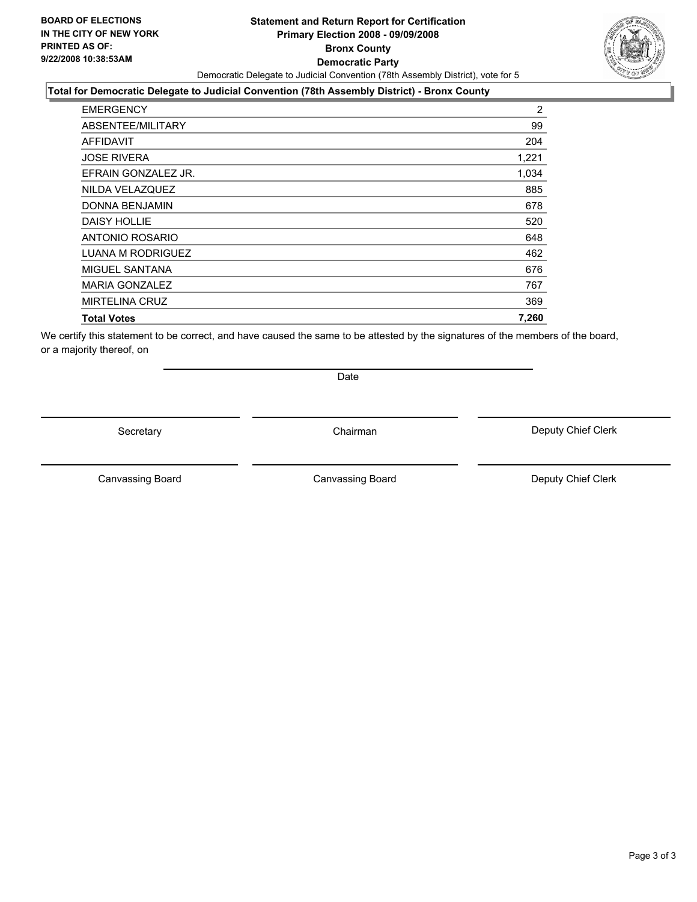**BOARD OF ELECTIONS IN THE CITY OF NEW YORK PRINTED AS OF: 9/22/2008 10:38:53AM**

# Statement and Return Report for Certification
## Primary Election 2008 - 09/09/2008
## Bronx County
## Democratic Party

Democratic Delegate to Judicial Convention (78th Assembly District), vote for 5

### Total for Democratic Delegate to Judicial Convention (78th Assembly District) - Bronx County

| | |
|---|---|
| EMERGENCY | 2 |
| ABSENTEE/MILITARY | 99 |
| AFFIDAVIT | 204 |
| JOSE RIVERA | 1,221 |
| EFRAIN GONZALEZ JR. | 1,034 |
| NILDA VELAZQUEZ | 885 |
| DONNA BENJAMIN | 678 |
| DAISY HOLLIE | 520 |
| ANTONIO ROSARIO | 648 |
| LUANA M RODRIGUEZ | 462 |
| MIGUEL SANTANA | 676 |
| MARIA GONZALEZ | 767 |
| MIRTELINA CRUZ | 369 |
| **Total Votes** | **7,260** |

We certify this statement to be correct, and have caused the same to be attested by the signatures of the members of the board, or a majority thereof, on

Date

Secretary | Chairman | Deputy Chief Clerk

Canvassing Board | Canvassing Board | Deputy Chief Clerk